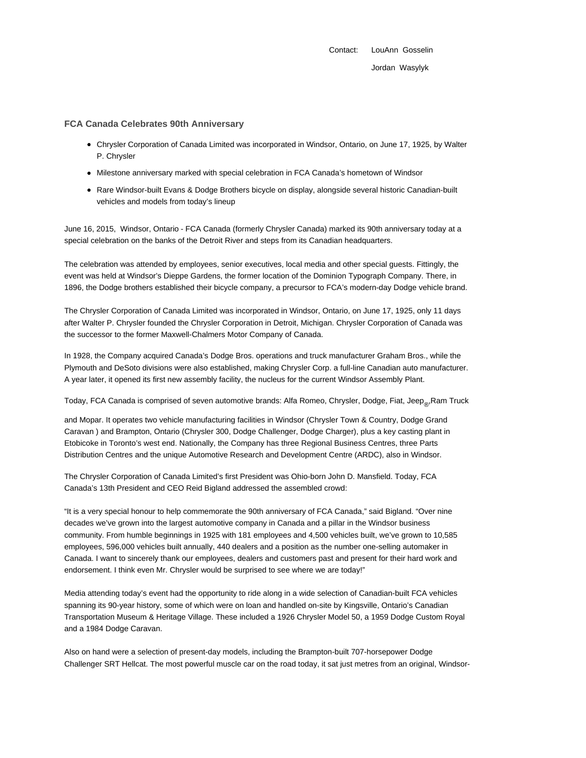Contact: LouAnn Gosselin

Jordan Wasylyk

## FCA Canada Celebrates 90th Anniversary

- Chrysler Corporation of Canada Limited was incorporated in Windsor, Ontario, on June 17, 1925, by Walter P. Chrysler
- Milestone anniversary marked with special celebration in FCA Canada's hometown of Windsor
- Rare Windsor-built Evans & Dodge Brothers bicycle on display, alongside several historic Canadian-built vehicles and models from today's lineup

June 16, 2015, Windsor, Ontario - FCA Canada (formerly Chrysler Canada) marked its 90th anniversary today at a special celebration on the banks of the Detroit River and steps from its Canadian headquarters.

The celebration was attended by employees, senior executives, local media and other special guests. Fittingly, the event was held at Windsor's Dieppe Gardens, the former location of the Dominion Typograph Company. There, in 1896, the Dodge brothers established their bicycle company, a precursor to FCA's modern-day Dodge vehicle brand.

The Chrysler Corporation of Canada Limited was incorporated in Windsor, Ontario, on June 17, 1925, only 11 days after Walter P. Chrysler founded the Chrysler Corporation in Detroit, Michigan. Chrysler Corporation of Canada was the successor to the former Maxwell-Chalmers Motor Company of Canada.

In 1928, the Company acquired Canada's Dodge Bros. operations and truck manufacturer Graham Bros., while the Plymouth and DeSoto divisions were also established, making Chrysler Corp. a full-line Canadian auto manufacturer. A year later, it opened its first new assembly facility, the nucleus for the current Windsor Assembly Plant.

Today, FCA Canada is comprised of seven automotive brands: Alfa Romeo, Chrysler, Dodge, Fiat, Jeep®, Ram Truck and Mopar. It operates two vehicle manufacturing facilities in Windsor (Chrysler Town & Country, Dodge Grand Caravan ) and Brampton, Ontario (Chrysler 300, Dodge Challenger, Dodge Charger), plus a key casting plant in Etobicoke in Toronto's west end. Nationally, the Company has three Regional Business Centres, three Parts Distribution Centres and the unique Automotive Research and Development Centre (ARDC), also in Windsor.

The Chrysler Corporation of Canada Limited's first President was Ohio-born John D. Mansfield. Today, FCA Canada's 13th President and CEO Reid Bigland addressed the assembled crowd:

"It is a very special honour to help commemorate the 90th anniversary of FCA Canada," said Bigland. "Over nine decades we've grown into the largest automotive company in Canada and a pillar in the Windsor business community. From humble beginnings in 1925 with 181 employees and 4,500 vehicles built, we've grown to 10,585 employees, 596,000 vehicles built annually, 440 dealers and a position as the number one-selling automaker in Canada. I want to sincerely thank our employees, dealers and customers past and present for their hard work and endorsement. I think even Mr. Chrysler would be surprised to see where we are today!"

Media attending today's event had the opportunity to ride along in a wide selection of Canadian-built FCA vehicles spanning its 90-year history, some of which were on loan and handled on-site by Kingsville, Ontario's Canadian Transportation Museum & Heritage Village. These included a 1926 Chrysler Model 50, a 1959 Dodge Custom Royal and a 1984 Dodge Caravan.

Also on hand were a selection of present-day models, including the Brampton-built 707-horsepower Dodge Challenger SRT Hellcat. The most powerful muscle car on the road today, it sat just metres from an original, Windsor-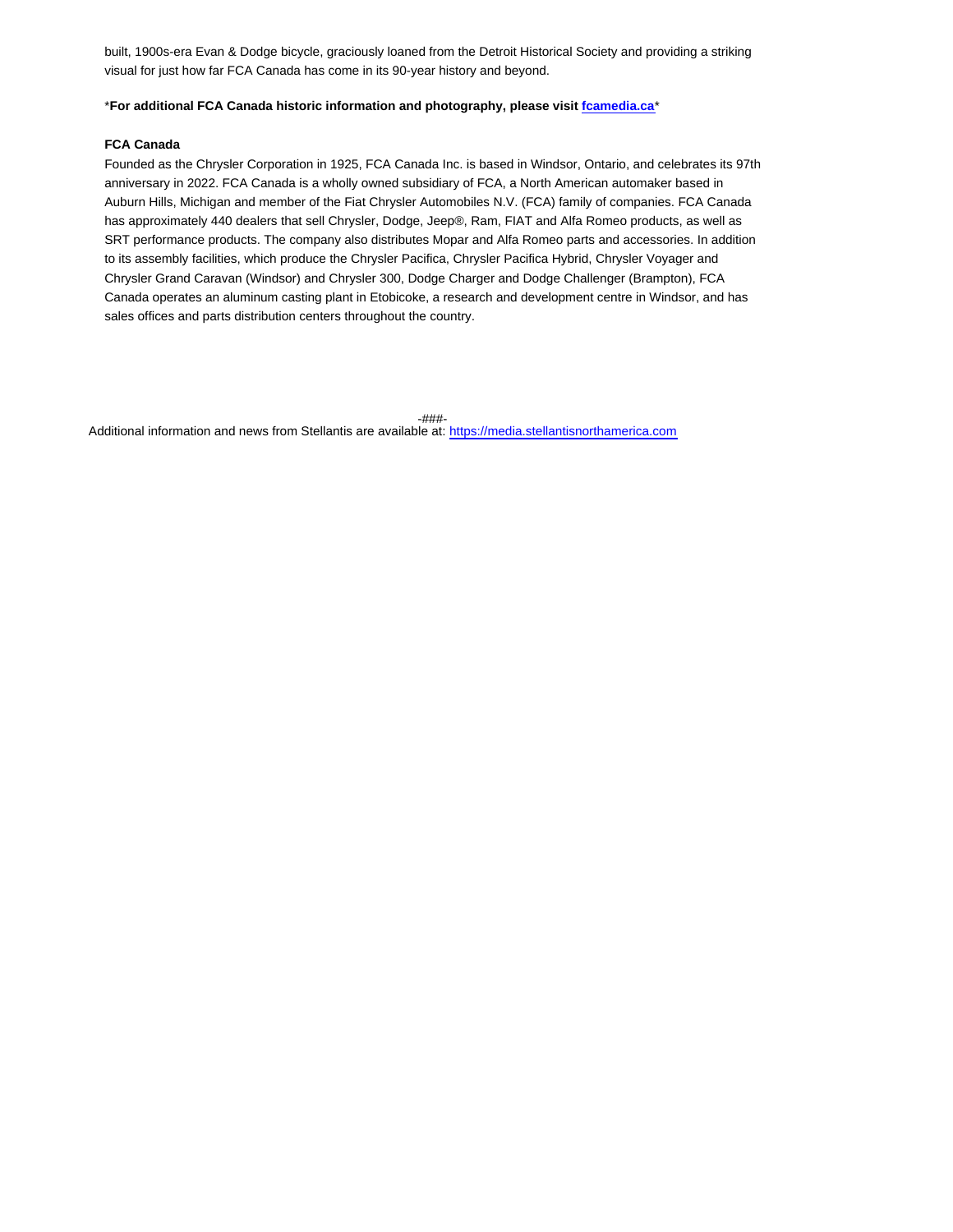built, 1900s-era Evan & Dodge bicycle, graciously loaned from the Detroit Historical Society and providing a striking visual for just how far FCA Canada has come in its 90-year history and beyond.

\***For additional FCA Canada historic information and photography, please visit [fcamedia.ca](fcamedia.ca)**\*

**FCA Canada**

Founded as the Chrysler Corporation in 1925, FCA Canada Inc. is based in Windsor, Ontario, and celebrates its 97th anniversary in 2022. FCA Canada is a wholly owned subsidiary of FCA, a North American automaker based in Auburn Hills, Michigan and member of the Fiat Chrysler Automobiles N.V. (FCA) family of companies. FCA Canada has approximately 440 dealers that sell Chrysler, Dodge, Jeep®, Ram, FIAT and Alfa Romeo products, as well as SRT performance products. The company also distributes Mopar and Alfa Romeo parts and accessories. In addition to its assembly facilities, which produce the Chrysler Pacifica, Chrysler Pacifica Hybrid, Chrysler Voyager and Chrysler Grand Caravan (Windsor) and Chrysler 300, Dodge Charger and Dodge Challenger (Brampton), FCA Canada operates an aluminum casting plant in Etobicoke, a research and development centre in Windsor, and has sales offices and parts distribution centers throughout the country.

-###-

Additional information and news from Stellantis are available at: [https://media.stellantisnorthamerica.com](https://media.stellantisnorthamerica.com)